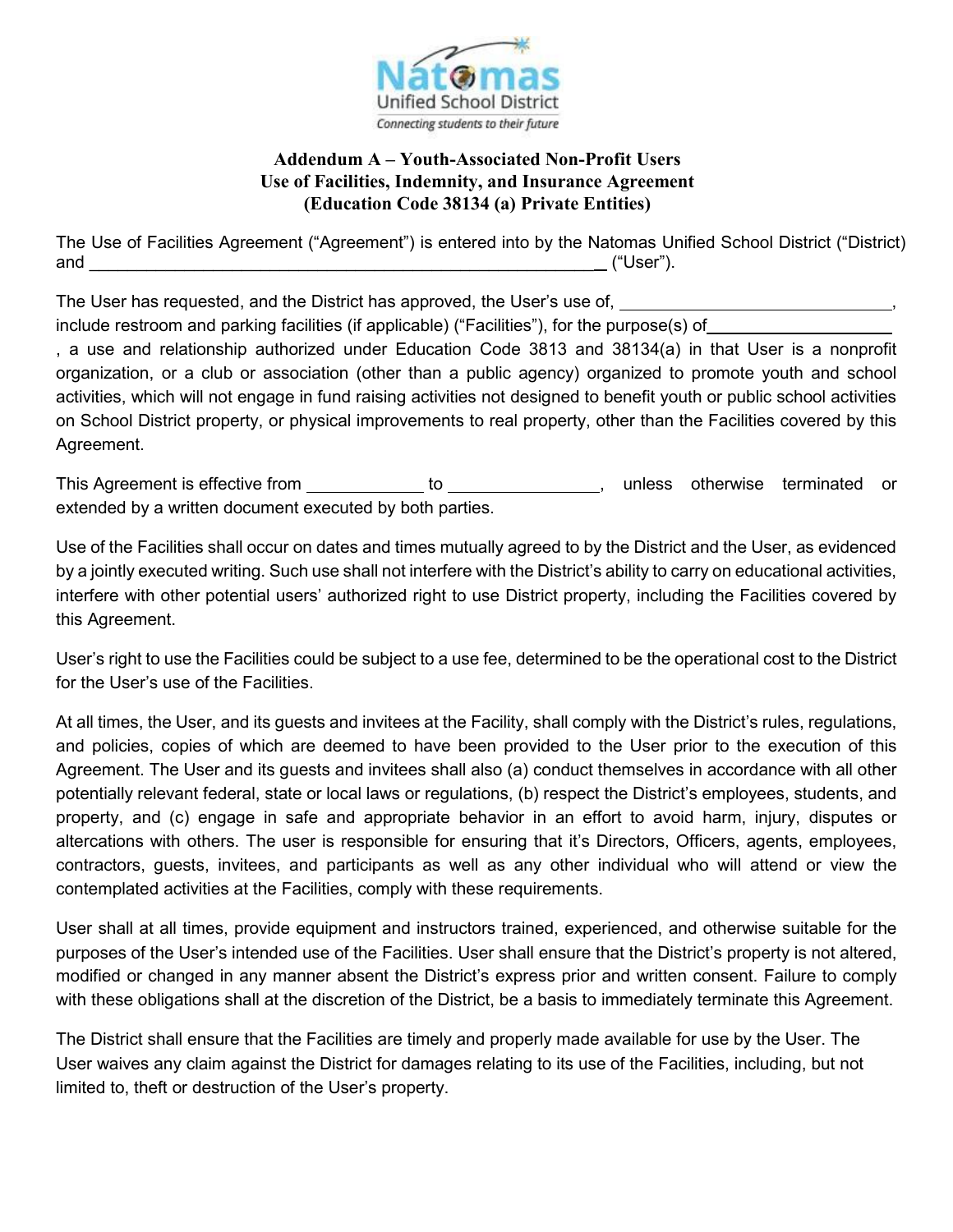Natomas Unified School District
*Connecting students to their future*

**Addendum A – Youth-Associated Non-Profit Users**
**Use of Facilities, Indemnity, and Insurance Agreement**
**(Education Code 38134 (a) Private Entities)**

The Use of Facilities Agreement ("Agreement") is entered into by the Natomas Unified School District ("District) and ______________________________________________________ ("User").

The User has requested, and the District has approved, the User's use of, ____________________________, include restroom and parking facilities (if applicable) ("Facilities"), for the purpose(s) of___________________, a use and relationship authorized under Education Code 3813 and 38134(a) in that User is a nonprofit organization, or a club or association (other than a public agency) organized to promote youth and school activities, which will not engage in fund raising activities not designed to benefit youth or public school activities on School District property, or physical improvements to real property, other than the Facilities covered by this Agreement.

This Agreement is effective from ____________ to _______________, unless otherwise terminated or extended by a written document executed by both parties.

Use of the Facilities shall occur on dates and times mutually agreed to by the District and the User, as evidenced by a jointly executed writing. Such use shall not interfere with the District's ability to carry on educational activities, interfere with other potential users' authorized right to use District property, including the Facilities covered by this Agreement.

User's right to use the Facilities could be subject to a use fee, determined to be the operational cost to the District for the User's use of the Facilities.

At all times, the User, and its guests and invitees at the Facility, shall comply with the District's rules, regulations, and policies, copies of which are deemed to have been provided to the User prior to the execution of this Agreement. The User and its guests and invitees shall also (a) conduct themselves in accordance with all other potentially relevant federal, state or local laws or regulations, (b) respect the District's employees, students, and property, and (c) engage in safe and appropriate behavior in an effort to avoid harm, injury, disputes or altercations with others. The user is responsible for ensuring that it's Directors, Officers, agents, employees, contractors, guests, invitees, and participants as well as any other individual who will attend or view the contemplated activities at the Facilities, comply with these requirements.

User shall at all times, provide equipment and instructors trained, experienced, and otherwise suitable for the purposes of the User's intended use of the Facilities. User shall ensure that the District's property is not altered, modified or changed in any manner absent the District's express prior and written consent. Failure to comply with these obligations shall at the discretion of the District, be a basis to immediately terminate this Agreement.

The District shall ensure that the Facilities are timely and properly made available for use by the User. The User waives any claim against the District for damages relating to its use of the Facilities, including, but not limited to, theft or destruction of the User's property.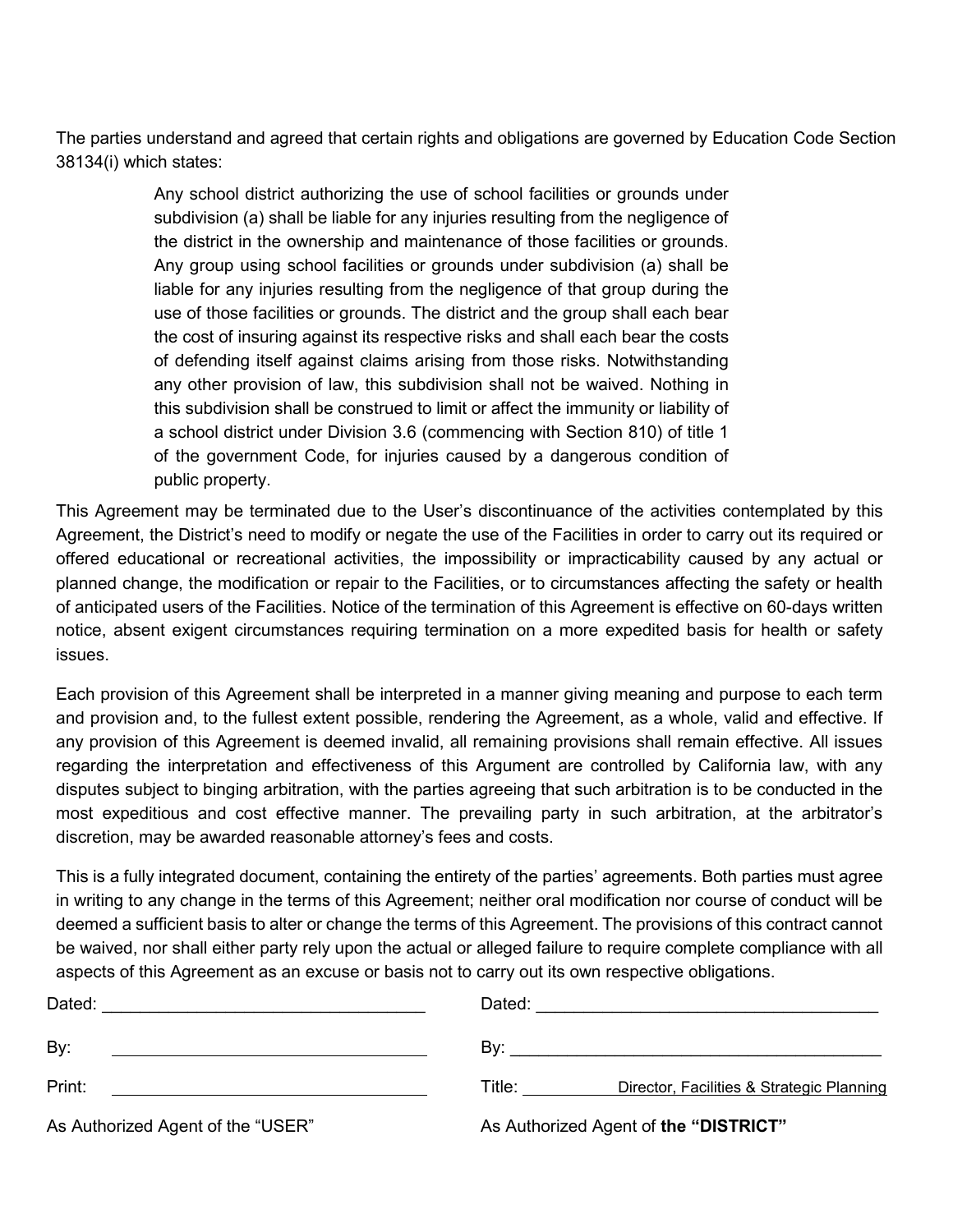The parties understand and agreed that certain rights and obligations are governed by Education Code Section 38134(i) which states:

> Any school district authorizing the use of school facilities or grounds under subdivision (a) shall be liable for any injuries resulting from the negligence of the district in the ownership and maintenance of those facilities or grounds. Any group using school facilities or grounds under subdivision (a) shall be liable for any injuries resulting from the negligence of that group during the use of those facilities or grounds. The district and the group shall each bear the cost of insuring against its respective risks and shall each bear the costs of defending itself against claims arising from those risks. Notwithstanding any other provision of law, this subdivision shall not be waived. Nothing in this subdivision shall be construed to limit or affect the immunity or liability of a school district under Division 3.6 (commencing with Section 810) of title 1 of the government Code, for injuries caused by a dangerous condition of public property.

This Agreement may be terminated due to the User's discontinuance of the activities contemplated by this Agreement, the District's need to modify or negate the use of the Facilities in order to carry out its required or offered educational or recreational activities, the impossibility or impracticability caused by any actual or planned change, the modification or repair to the Facilities, or to circumstances affecting the safety or health of anticipated users of the Facilities. Notice of the termination of this Agreement is effective on 60-days written notice, absent exigent circumstances requiring termination on a more expedited basis for health or safety issues.

Each provision of this Agreement shall be interpreted in a manner giving meaning and purpose to each term and provision and, to the fullest extent possible, rendering the Agreement, as a whole, valid and effective. If any provision of this Agreement is deemed invalid, all remaining provisions shall remain effective. All issues regarding the interpretation and effectiveness of this Argument are controlled by California law, with any disputes subject to binging arbitration, with the parties agreeing that such arbitration is to be conducted in the most expeditious and cost effective manner. The prevailing party in such arbitration, at the arbitrator's discretion, may be awarded reasonable attorney's fees and costs.

This is a fully integrated document, containing the entirety of the parties' agreements. Both parties must agree in writing to any change in the terms of this Agreement; neither oral modification nor course of conduct will be deemed a sufficient basis to alter or change the terms of this Agreement. The provisions of this contract cannot be waived, nor shall either party rely upon the actual or alleged failure to require complete compliance with all aspects of this Agreement as an excuse or basis not to carry out its own respective obligations.

| | |
|---|---|
| Dated: ______________________ | Dated: ______________________ |
| By: ______________________ | By: ______________________ |
| Print: ______________________ | Title: Director, Facilities & Strategic Planning |
| As Authorized Agent of the "USER" | As Authorized Agent of **the "DISTRICT"** |